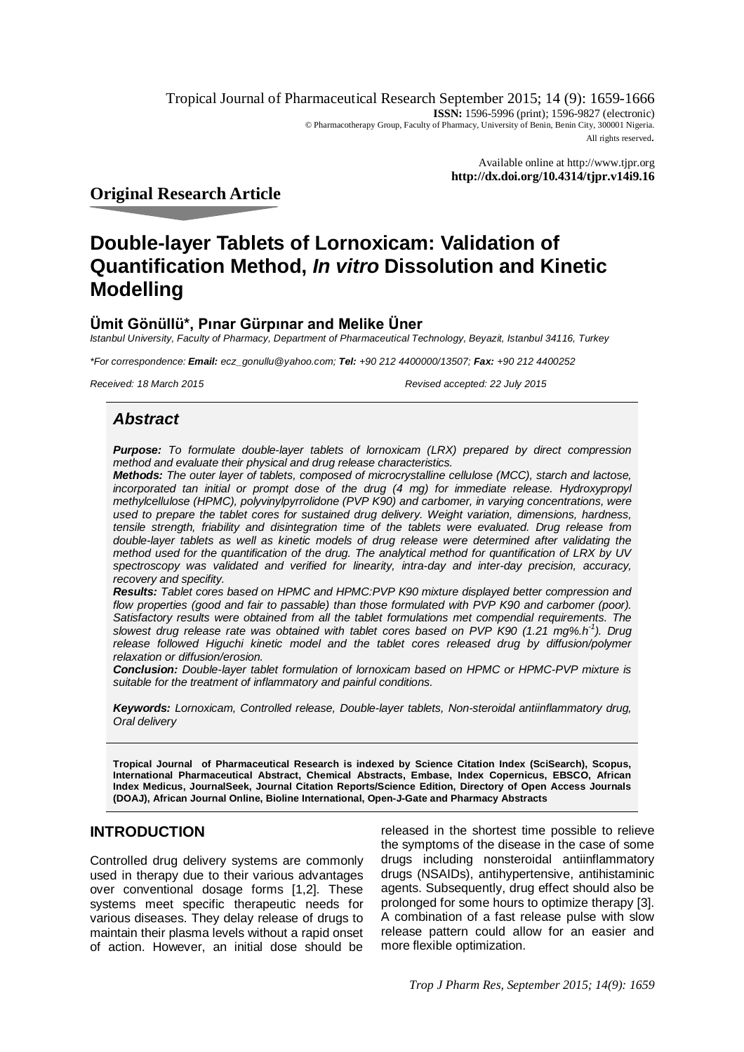Tropical Journal of Pharmaceutical Research September 2015; 14 (9): 1659-1666
**ISSN:** 1596-5996 (print); 1596-9827 (electronic)
© Pharmacotherapy Group, Faculty of Pharmacy, University of Benin, Benin City, 300001 Nigeria.
All rights reserved.

Available online at http://www.tjpr.org
**http://dx.doi.org/10.4314/tjpr.v14i9.16**

## Original Research Article

# Double-layer Tablets of Lornoxicam: Validation of Quantification Method, *In vitro* Dissolution and Kinetic Modelling

**Ümit Gönüllü\*, Pınar Gürpınar and Melike Üner**

*Istanbul University, Faculty of Pharmacy, Department of Pharmaceutical Technology, Beyazit, Istanbul 34116, Turkey*

*\*For correspondence: **Email:** ecz_gonullu@yahoo.com; **Tel:** +90 212 4400000/13507; **Fax:** +90 212 4400252*

*Received: 18 March 2015* *Revised accepted: 22 July 2015*

## *Abstract*

***Purpose:*** *To formulate double-layer tablets of lornoxicam (LRX) prepared by direct compression method and evaluate their physical and drug release characteristics.*

***Methods:*** *The outer layer of tablets, composed of microcrystalline cellulose (MCC), starch and lactose, incorporated tan initial or prompt dose of the drug (4 mg) for immediate release. Hydroxypropyl methylcellulose (HPMC), polyvinylpyrrolidone (PVP K90) and carbomer, in varying concentrations, were used to prepare the tablet cores for sustained drug delivery. Weight variation, dimensions, hardness, tensile strength, friability and disintegration time of the tablets were evaluated. Drug release from double-layer tablets as well as kinetic models of drug release were determined after validating the method used for the quantification of the drug. The analytical method for quantification of LRX by UV spectroscopy was validated and verified for linearity, intra-day and inter-day precision, accuracy, recovery and specifity.*

***Results:*** *Tablet cores based on HPMC and HPMC:PVP K90 mixture displayed better compression and flow properties (good and fair to passable) than those formulated with PVP K90 and carbomer (poor). Satisfactory results were obtained from all the tablet formulations met compendial requirements. The slowest drug release rate was obtained with tablet cores based on PVP K90 (1.21 mg%.h$^{-1}$). Drug release followed Higuchi kinetic model and the tablet cores released drug by diffusion/polymer relaxation or diffusion/erosion.*

***Conclusion:*** *Double-layer tablet formulation of lornoxicam based on HPMC or HPMC-PVP mixture is suitable for the treatment of inflammatory and painful conditions.*

***Keywords:*** *Lornoxicam, Controlled release, Double-layer tablets, Non-steroidal antiinflammatory drug, Oral delivery*

**Tropical Journal of Pharmaceutical Research is indexed by Science Citation Index (SciSearch), Scopus, International Pharmaceutical Abstract, Chemical Abstracts, Embase, Index Copernicus, EBSCO, African Index Medicus, JournalSeek, Journal Citation Reports/Science Edition, Directory of Open Access Journals (DOAJ), African Journal Online, Bioline International, Open-J-Gate and Pharmacy Abstracts**

## INTRODUCTION

Controlled drug delivery systems are commonly used in therapy due to their various advantages over conventional dosage forms [1,2]. These systems meet specific therapeutic needs for various diseases. They delay release of drugs to maintain their plasma levels without a rapid onset of action. However, an initial dose should be released in the shortest time possible to relieve the symptoms of the disease in the case of some drugs including nonsteroidal antiinflammatory drugs (NSAIDs), antihypertensive, antihistaminic agents. Subsequently, drug effect should also be prolonged for some hours to optimize therapy [3]. A combination of a fast release pulse with slow release pattern could allow for an easier and more flexible optimization.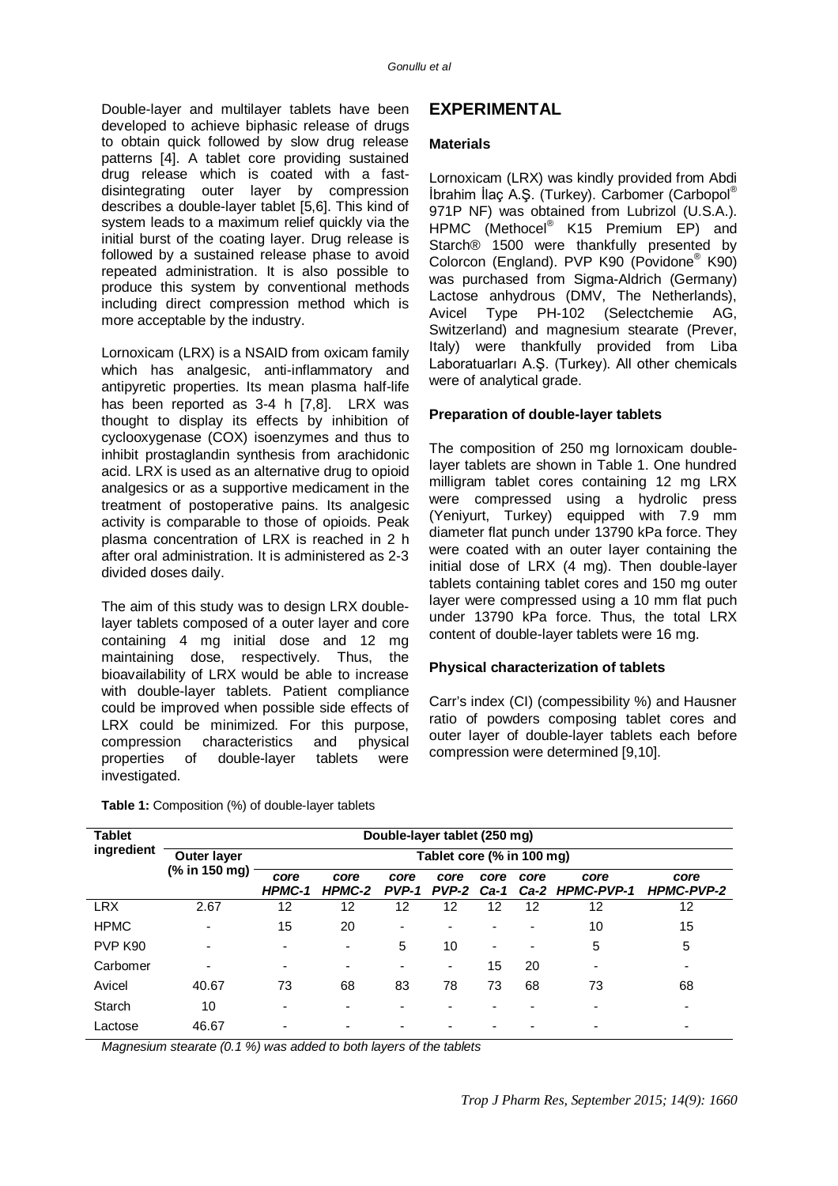Double-layer and multilayer tablets have been developed to achieve biphasic release of drugs to obtain quick followed by slow drug release patterns [4]. A tablet core providing sustained drug release which is coated with a fast-disintegrating outer layer by compression describes a double-layer tablet [5,6]. This kind of system leads to a maximum relief quickly via the initial burst of the coating layer. Drug release is followed by a sustained release phase to avoid repeated administration. It is also possible to produce this system by conventional methods including direct compression method which is more acceptable by the industry.

Lornoxicam (LRX) is a NSAID from oxicam family which has analgesic, anti-inflammatory and antipyretic properties. Its mean plasma half-life has been reported as 3-4 h [7,8]. LRX was thought to display its effects by inhibition of cyclooxygenase (COX) isoenzymes and thus to inhibit prostaglandin synthesis from arachidonic acid. LRX is used as an alternative drug to opioid analgesics or as a supportive medicament in the treatment of postoperative pains. Its analgesic activity is comparable to those of opioids. Peak plasma concentration of LRX is reached in 2 h after oral administration. It is administered as 2-3 divided doses daily.

The aim of this study was to design LRX double-layer tablets composed of a outer layer and core containing 4 mg initial dose and 12 mg maintaining dose, respectively. Thus, the bioavailability of LRX would be able to increase with double-layer tablets. Patient compliance could be improved when possible side effects of LRX could be minimized. For this purpose, compression characteristics and physical properties of double-layer tablets were investigated.

## EXPERIMENTAL

### Materials

Lornoxicam (LRX) was kindly provided from Abdi İbrahim İlaç A.Ş. (Turkey). Carbomer (Carbopol® 971P NF) was obtained from Lubrizol (U.S.A.). HPMC (Methocel® K15 Premium EP) and Starch® 1500 were thankfully presented by Colorcon (England). PVP K90 (Povidone® K90) was purchased from Sigma-Aldrich (Germany) Lactose anhydrous (DMV, The Netherlands), Avicel Type PH-102 (Selectchemie AG, Switzerland) and magnesium stearate (Prever, Italy) were thankfully provided from Liba Laboratuarları A.Ş. (Turkey). All other chemicals were of analytical grade.

### Preparation of double-layer tablets

The composition of 250 mg lornoxicam double-layer tablets are shown in Table 1. One hundred milligram tablet cores containing 12 mg LRX were compressed using a hydrolic press (Yeniyurt, Turkey) equipped with 7.9 mm diameter flat punch under 13790 kPa force. They were coated with an outer layer containing the initial dose of LRX (4 mg). Then double-layer tablets containing tablet cores and 150 mg outer layer were compressed using a 10 mm flat puch under 13790 kPa force. Thus, the total LRX content of double-layer tablets were 16 mg.

### Physical characterization of tablets

Carr's index (CI) (compessibility %) and Hausner ratio of powders composing tablet cores and outer layer of double-layer tablets each before compression were determined [9,10].

**Table 1:** Composition (%) of double-layer tablets

| Tablet ingredient | Double-layer tablet (250 mg) | | | | | | | | |
|---|---|---|---|---|---|---|---|---|---|
| | Outer layer (% in 150 mg) | Tablet core (% in 100 mg) | | | | | | | |
| | | *core HPMC-1* | *core HPMC-2* | *core PVP-1* | *core PVP-2* | *core Ca-1* | *core Ca-2* | *core HPMC-PVP-1* | *core HPMC-PVP-2* |
| LRX | 2.67 | 12 | 12 | 12 | 12 | 12 | 12 | 12 | 12 |
| HPMC | - | 15 | 20 | - | - | - | - | 10 | 15 |
| PVP K90 | - | - | - | 5 | 10 | - | - | 5 | 5 |
| Carbomer | - | - | - | - | - | 15 | 20 | - | - |
| Avicel | 40.67 | 73 | 68 | 83 | 78 | 73 | 68 | 73 | 68 |
| Starch | 10 | - | - | - | - | - | - | - | - |
| Lactose | 46.67 | - | - | - | - | - | - | - | - |

*Magnesium stearate (0.1 %) was added to both layers of the tablets*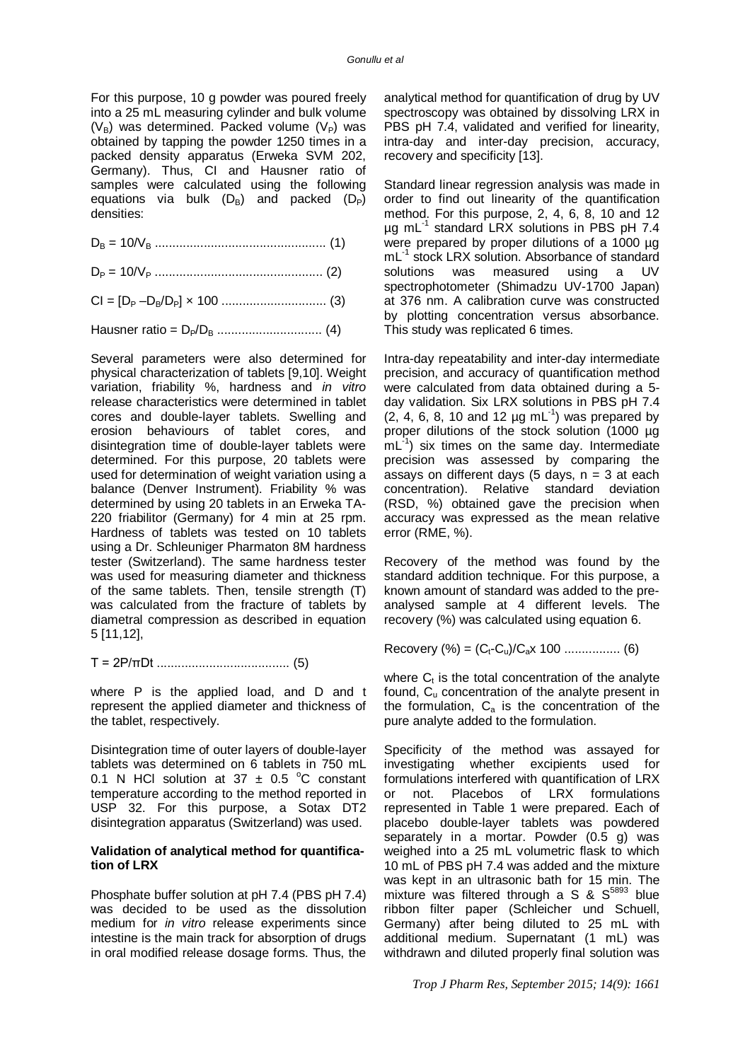For this purpose, 10 g powder was poured freely into a 25 mL measuring cylinder and bulk volume ($V_B$) was determined. Packed volume ($V_P$) was obtained by tapping the powder 1250 times in a packed density apparatus (Erweka SVM 202, Germany). Thus, CI and Hausner ratio of samples were calculated using the following equations via bulk ($D_B$) and packed ($D_P$) densities:

$$D_B = 10/V_B \quad (1)$$

$$D_P = 10/V_P \quad (2)$$

$$CI = [D_P - D_B/D_P] \times 100 \quad (3)$$

$$\text{Hausner ratio} = D_P/D_B \quad (4)$$

Several parameters were also determined for physical characterization of tablets [9,10]. Weight variation, friability %, hardness and *in vitro* release characteristics were determined in tablet cores and double-layer tablets. Swelling and erosion behaviours of tablet cores, and disintegration time of double-layer tablets were determined. For this purpose, 20 tablets were used for determination of weight variation using a balance (Denver Instrument). Friability % was determined by using 20 tablets in an Erweka TA-220 friabilitor (Germany) for 4 min at 25 rpm. Hardness of tablets was tested on 10 tablets using a Dr. Schleuniger Pharmaton 8M hardness tester (Switzerland). The same hardness tester was used for measuring diameter and thickness of the same tablets. Then, tensile strength (T) was calculated from the fracture of tablets by diametral compression as described in equation 5 [11,12],

$$T = 2P/\pi Dt \quad (5)$$

where P is the applied load, and D and t represent the applied diameter and thickness of the tablet, respectively.

Disintegration time of outer layers of double-layer tablets was determined on 6 tablets in 750 mL 0.1 N HCl solution at 37 ± 0.5 °C constant temperature according to the method reported in USP 32. For this purpose, a Sotax DT2 disintegration apparatus (Switzerland) was used.

**Validation of analytical method for quantification of LRX**

Phosphate buffer solution at pH 7.4 (PBS pH 7.4) was decided to be used as the dissolution medium for *in vitro* release experiments since intestine is the main track for absorption of drugs in oral modified release dosage forms. Thus, the analytical method for quantification of drug by UV spectroscopy was obtained by dissolving LRX in PBS pH 7.4, validated and verified for linearity, intra-day and inter-day precision, accuracy, recovery and specificity [13].

Standard linear regression analysis was made in order to find out linearity of the quantification method. For this purpose, 2, 4, 6, 8, 10 and 12 µg $mL^{-1}$ standard LRX solutions in PBS pH 7.4 were prepared by proper dilutions of a 1000 µg $mL^{-1}$ stock LRX solution. Absorbance of standard solutions was measured using a UV spectrophotometer (Shimadzu UV-1700 Japan) at 376 nm. A calibration curve was constructed by plotting concentration versus absorbance. This study was replicated 6 times.

Intra-day repeatability and inter-day intermediate precision, and accuracy of quantification method were calculated from data obtained during a 5-day validation. Six LRX solutions in PBS pH 7.4 (2, 4, 6, 8, 10 and 12 µg $mL^{-1}$) was prepared by proper dilutions of the stock solution (1000 µg $mL^{-1}$) six times on the same day. Intermediate precision was assessed by comparing the assays on different days (5 days, n = 3 at each concentration). Relative standard deviation (RSD, %) obtained gave the precision when accuracy was expressed as the mean relative error (RME, %).

Recovery of the method was found by the standard addition technique. For this purpose, a known amount of standard was added to the pre-analysed sample at 4 different levels. The recovery (%) was calculated using equation 6.

$$\text{Recovery (\%)} = (C_t - C_u)/C_a \times 100 \quad (6)$$

where $C_t$ is the total concentration of the analyte found, $C_u$ concentration of the analyte present in the formulation, $C_a$ is the concentration of the pure analyte added to the formulation.

Specificity of the method was assayed for investigating whether excipients used for formulations interfered with quantification of LRX or not. Placebos of LRX formulations represented in Table 1 were prepared. Each of placebo double-layer tablets was powdered separately in a mortar. Powder (0.5 g) was weighed into a 25 mL volumetric flask to which 10 mL of PBS pH 7.4 was added and the mixture was kept in an ultrasonic bath for 15 min. The mixture was filtered through a S & $S^{5893}$ blue ribbon filter paper (Schleicher und Schuell, Germany) after being diluted to 25 mL with additional medium. Supernatant (1 mL) was withdrawn and diluted properly final solution was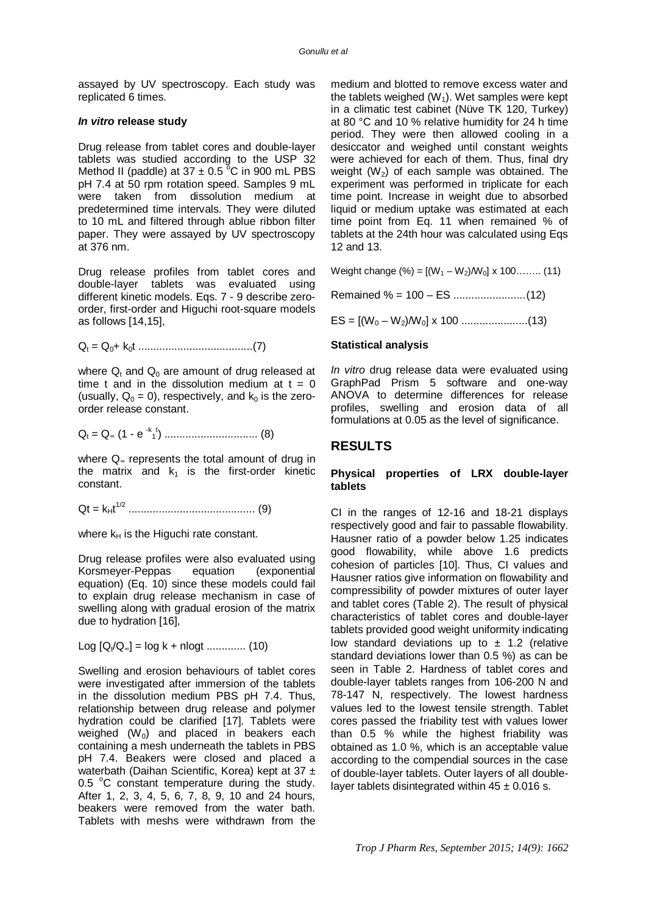assayed by UV spectroscopy. Each study was replicated 6 times.

### *In vitro* release study

Drug release from tablet cores and double-layer tablets was studied according to the USP 32 Method II (paddle) at 37 ± 0.5 °C in 900 mL PBS pH 7.4 at 50 rpm rotation speed. Samples 9 mL were taken from dissolution medium at predetermined time intervals. They were diluted to 10 mL and filtered through ablue ribbon filter paper. They were assayed by UV spectroscopy at 376 nm.

Drug release profiles from tablet cores and double-layer tablets was evaluated using different kinetic models. Eqs. 7 - 9 describe zero-order, first-order and Higuchi root-square models as follows [14,15],

$$Q_t = Q_0 + k_0 t \qquad (7)$$

where $Q_t$ and $Q_0$ are amount of drug released at time t and in the dissolution medium at t = 0 (usually, $Q_0 = 0$), respectively, and $k_0$ is the zero-order release constant.

$$Q_t = Q_\infty (1 - e^{-k_1 t}) \qquad (8)$$

where $Q_\infty$ represents the total amount of drug in the matrix and $k_1$ is the first-order kinetic constant.

$$Qt = k_H t^{1/2} \qquad (9)$$

where $k_H$ is the Higuchi rate constant.

Drug release profiles were also evaluated using Korsmeyer-Peppas equation (exponential equation) (Eq. 10) since these models could fail to explain drug release mechanism in case of swelling along with gradual erosion of the matrix due to hydration [16],

$$\text{Log}\,[Q_t/Q_\infty] = \log k + n\log t \qquad (10)$$

Swelling and erosion behaviours of tablet cores were investigated after immersion of the tablets in the dissolution medium PBS pH 7.4. Thus, relationship between drug release and polymer hydration could be clarified [17]. Tablets were weighed ($W_0$) and placed in beakers each containing a mesh underneath the tablets in PBS pH 7.4. Beakers were closed and placed a waterbath (Daihan Scientific, Korea) kept at 37 ± 0.5 °C constant temperature during the study. After 1, 2, 3, 4, 5, 6, 7, 8, 9, 10 and 24 hours, beakers were removed from the water bath. Tablets with meshs were withdrawn from the medium and blotted to remove excess water and the tablets weighed ($W_1$). Wet samples were kept in a climatic test cabinet (Nüve TK 120, Turkey) at 80 °C and 10 % relative humidity for 24 h time period. They were then allowed cooling in a desiccator and weighed until constant weights were achieved for each of them. Thus, final dry weight ($W_2$) of each sample was obtained. The experiment was performed in triplicate for each time point. Increase in weight due to absorbed liquid or medium uptake was estimated at each time point from Eq. 11 when remained % of tablets at the 24th hour was calculated using Eqs 12 and 13.

$$\text{Weight change (\%)} = [(W_1 - W_2)/W_0] \times 100 \qquad (11)$$

$$\text{Remained \%} = 100 - ES \qquad (12)$$

$$ES = [(W_0 - W_2)/W_0] \times 100 \qquad (13)$$

### Statistical analysis

*In vitro* drug release data were evaluated using GraphPad Prism 5 software and one-way ANOVA to determine differences for release profiles, swelling and erosion data of all formulations at 0.05 as the level of significance.

## RESULTS

### Physical properties of LRX double-layer tablets

CI in the ranges of 12-16 and 18-21 displays respectively good and fair to passable flowability. Hausner ratio of a powder below 1.25 indicates good flowability, while above 1.6 predicts cohesion of particles [10]. Thus, CI values and Hausner ratios give information on flowability and compressibility of powder mixtures of outer layer and tablet cores (Table 2). The result of physical characteristics of tablet cores and double-layer tablets provided good weight uniformity indicating low standard deviations up to ± 1.2 (relative standard deviations lower than 0.5 %) as can be seen in Table 2. Hardness of tablet cores and double-layer tablets ranges from 106-200 N and 78-147 N, respectively. The lowest hardness values led to the lowest tensile strength. Tablet cores passed the friability test with values lower than 0.5 % while the highest friability was obtained as 1.0 %, which is an acceptable value according to the compendial sources in the case of double-layer tablets. Outer layers of all double-layer tablets disintegrated within 45 ± 0.016 s.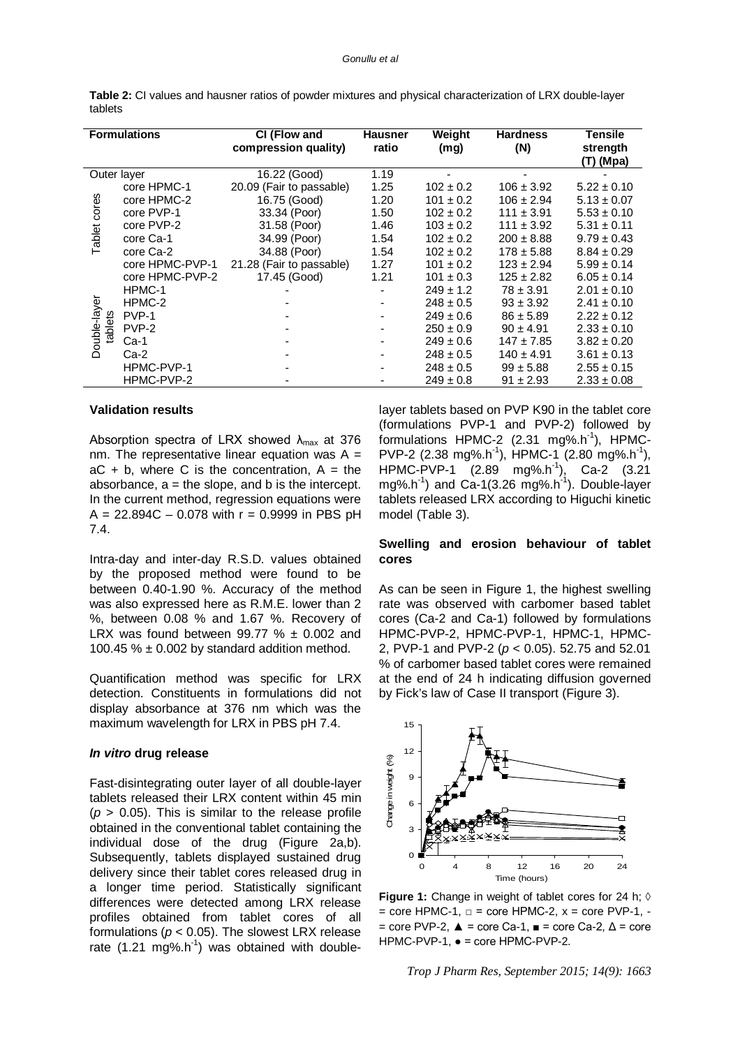**Table 2:** CI values and hausner ratios of powder mixtures and physical characterization of LRX double-layer tablets

| Formulations | | CI (Flow and compression quality) | Hausner ratio | Weight (mg) | Hardness (N) | Tensile strength (T) (Mpa) |
|---|---|---|---|---|---|---|
| Outer layer | | 16.22 (Good) | 1.19 | - | - | - |
| Tablet cores | core HPMC-1 | 20.09 (Fair to passable) | 1.25 | 102 ± 0.2 | 106 ± 3.92 | 5.22 ± 0.10 |
| | core HPMC-2 | 16.75 (Good) | 1.20 | 101 ± 0.2 | 106 ± 2.94 | 5.13 ± 0.07 |
| | core PVP-1 | 33.34 (Poor) | 1.50 | 102 ± 0.2 | 111 ± 3.91 | 5.53 ± 0.10 |
| | core PVP-2 | 31.58 (Poor) | 1.46 | 103 ± 0.2 | 111 ± 3.92 | 5.31 ± 0.11 |
| | core Ca-1 | 34.99 (Poor) | 1.54 | 102 ± 0.2 | 200 ± 8.88 | 9.79 ± 0.43 |
| | core Ca-2 | 34.88 (Poor) | 1.54 | 102 ± 0.2 | 178 ± 5.88 | 8.84 ± 0.29 |
| | core HPMC-PVP-1 | 21.28 (Fair to passable) | 1.27 | 101 ± 0.2 | 123 ± 2.94 | 5.99 ± 0.14 |
| | core HPMC-PVP-2 | 17.45 (Good) | 1.21 | 101 ± 0.3 | 125 ± 2.82 | 6.05 ± 0.14 |
| Double-layer tablets | HPMC-1 | - | - | 249 ± 1.2 | 78 ± 3.91 | 2.01 ± 0.10 |
| | HPMC-2 | - | - | 248 ± 0.5 | 93 ± 3.92 | 2.41 ± 0.10 |
| | PVP-1 | - | - | 249 ± 0.6 | 86 ± 5.89 | 2.22 ± 0.12 |
| | PVP-2 | - | - | 250 ± 0.9 | 90 ± 4.91 | 2.33 ± 0.10 |
| | Ca-1 | - | - | 249 ± 0.6 | 147 ± 7.85 | 3.82 ± 0.20 |
| | Ca-2 | - | - | 248 ± 0.5 | 140 ± 4.91 | 3.61 ± 0.13 |
| | HPMC-PVP-1 | - | - | 248 ± 0.5 | 99 ± 5.88 | 2.55 ± 0.15 |
| | HPMC-PVP-2 | - | - | 249 ± 0.8 | 91 ± 2.93 | 2.33 ± 0.08 |

#### Validation results

Absorption spectra of LRX showed $\lambda_{max}$ at 376 nm. The representative linear equation was $A = aC + b$, where C is the concentration, A = the absorbance, a = the slope, and b is the intercept. In the current method, regression equations were $A = 22.894C – 0.078$ with $r = 0.9999$ in PBS pH 7.4.

Intra-day and inter-day R.S.D. values obtained by the proposed method were found to be between 0.40-1.90 %. Accuracy of the method was also expressed here as R.M.E. lower than 2 %, between 0.08 % and 1.67 %. Recovery of LRX was found between 99.77 % ± 0.002 and 100.45 % ± 0.002 by standard addition method.

Quantification method was specific for LRX detection. Constituents in formulations did not display absorbance at 376 nm which was the maximum wavelength for LRX in PBS pH 7.4.

#### *In vitro* drug release

Fast-disintegrating outer layer of all double-layer tablets released their LRX content within 45 min ($p > 0.05$). This is similar to the release profile obtained in the conventional tablet containing the individual dose of the drug (Figure 2a,b). Subsequently, tablets displayed sustained drug delivery since their tablet cores released drug in a longer time period. Statistically significant differences were detected among LRX release profiles obtained from tablet cores of all formulations ($p < 0.05$). The slowest LRX release rate (1.21 mg%.h$^{-1}$) was obtained with double-layer tablets based on PVP K90 in the tablet core (formulations PVP-1 and PVP-2) followed by formulations HPMC-2 (2.31 mg%.h$^{-1}$), HPMC-PVP-2 (2.38 mg%.h$^{-1}$), HPMC-1 (2.80 mg%.h$^{-1}$), HPMC-PVP-1 (2.89 mg%.h$^{-1}$), Ca-2 (3.21 mg%.h$^{-1}$) and Ca-1(3.26 mg%.h$^{-1}$). Double-layer tablets released LRX according to Higuchi kinetic model (Table 3).

#### Swelling and erosion behaviour of tablet cores

As can be seen in Figure 1, the highest swelling rate was observed with carbomer based tablet cores (Ca-2 and Ca-1) followed by formulations HPMC-PVP-2, HPMC-PVP-1, HPMC-1, HPMC-2, PVP-1 and PVP-2 ($p < 0.05$). 52.75 and 52.01 % of carbomer based tablet cores were remained at the end of 24 h indicating diffusion governed by Fick's law of Case II transport (Figure 3).

**Figure 1:** Change in weight of tablet cores for 24 h; ◊ = core HPMC-1, □ = core HPMC-2, x = core PVP-1, - = core PVP-2, ▲ = core Ca-1, ■ = core Ca-2, Δ = core HPMC-PVP-1, ● = core HPMC-PVP-2.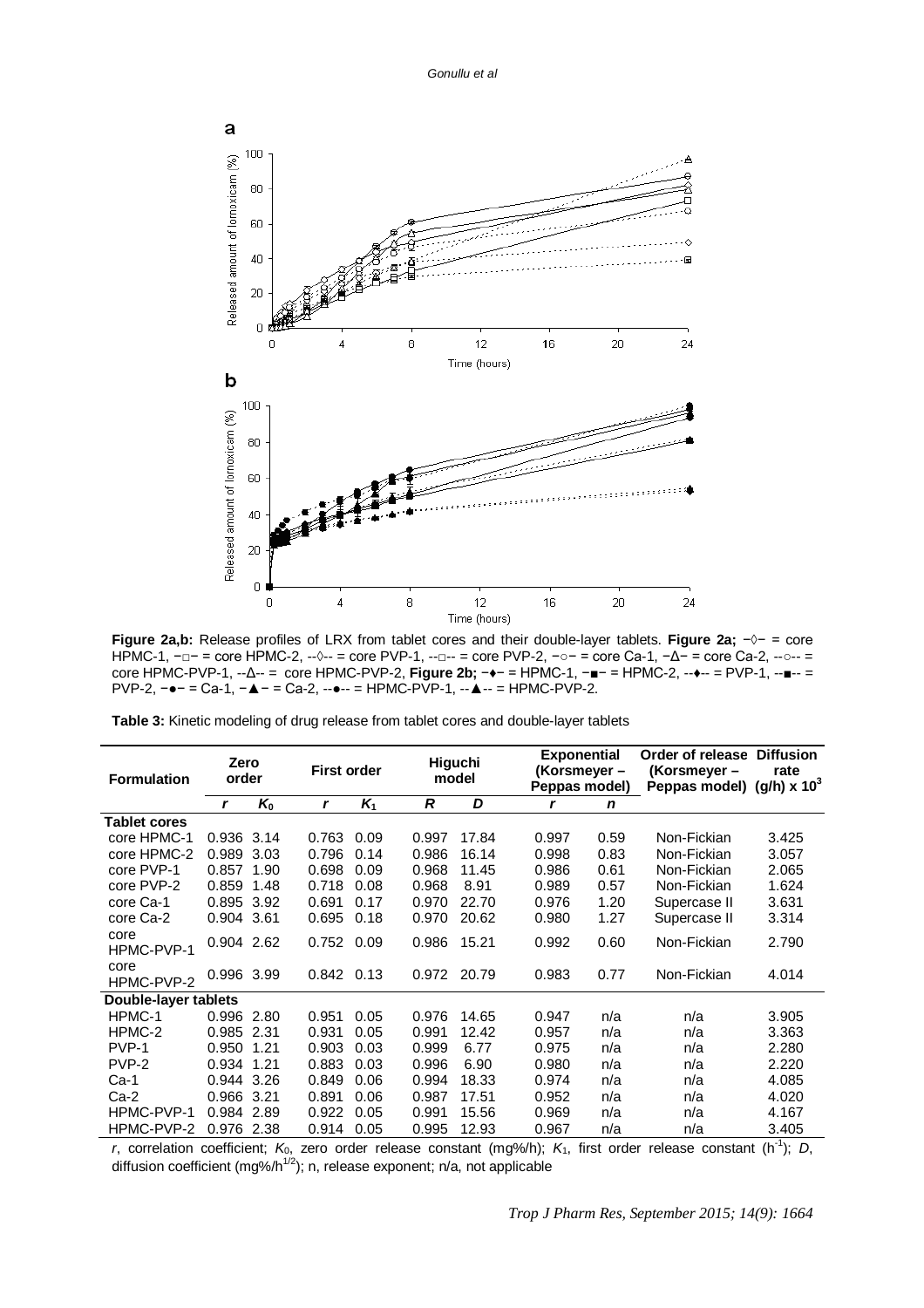**Figure 2a,b:** Release profiles of LRX from tablet cores and their double-layer tablets. **Figure 2a;** −◊− = core HPMC-1, −□− = core HPMC-2, --◊-- = core PVP-1, --□-- = core PVP-2, −○− = core Ca-1, −Δ− = core Ca-2, --○-- = core HPMC-PVP-1, --Δ-- = core HPMC-PVP-2, **Figure 2b;** −♦− = HPMC-1, −■− = HPMC-2, --♦-- = PVP-1, --■-- = PVP-2, −●− = Ca-1, −▲− = Ca-2, --●-- = HPMC-PVP-1, --▲-- = HPMC-PVP-2.

**Table 3:** Kinetic modeling of drug release from tablet cores and double-layer tablets

| Formulation | Zero order | | First order | | Higuchi model | | Exponential (Korsmeyer – Peppas model) | | Order of release (Korsmeyer – Peppas model) | Diffusion rate (g/h) x $10^3$ |
|---|---|---|---|---|---|---|---|---|---|---|
| | *r* | $K_0$ | *r* | $K_1$ | *R* | *D* | *r* | *n* | | |
| **Tablet cores** | | | | | | | | | | |
| core HPMC-1 | 0.936 | 3.14 | 0.763 | 0.09 | 0.997 | 17.84 | 0.997 | 0.59 | Non-Fickian | 3.425 |
| core HPMC-2 | 0.989 | 3.03 | 0.796 | 0.14 | 0.986 | 16.14 | 0.998 | 0.83 | Non-Fickian | 3.057 |
| core PVP-1 | 0.857 | 1.90 | 0.698 | 0.09 | 0.968 | 11.45 | 0.986 | 0.61 | Non-Fickian | 2.065 |
| core PVP-2 | 0.859 | 1.48 | 0.718 | 0.08 | 0.968 | 8.91 | 0.989 | 0.57 | Non-Fickian | 1.624 |
| core Ca-1 | 0.895 | 3.92 | 0.691 | 0.17 | 0.970 | 22.70 | 0.976 | 1.20 | Supercase II | 3.631 |
| core Ca-2 | 0.904 | 3.61 | 0.695 | 0.18 | 0.970 | 20.62 | 0.980 | 1.27 | Supercase II | 3.314 |
| core HPMC-PVP-1 | 0.904 | 2.62 | 0.752 | 0.09 | 0.986 | 15.21 | 0.992 | 0.60 | Non-Fickian | 2.790 |
| core HPMC-PVP-2 | 0.996 | 3.99 | 0.842 | 0.13 | 0.972 | 20.79 | 0.983 | 0.77 | Non-Fickian | 4.014 |
| **Double-layer tablets** | | | | | | | | | | |
| HPMC-1 | 0.996 | 2.80 | 0.951 | 0.05 | 0.976 | 14.65 | 0.947 | n/a | n/a | 3.905 |
| HPMC-2 | 0.985 | 2.31 | 0.931 | 0.05 | 0.991 | 12.42 | 0.957 | n/a | n/a | 3.363 |
| PVP-1 | 0.950 | 1.21 | 0.903 | 0.03 | 0.999 | 6.77 | 0.975 | n/a | n/a | 2.280 |
| PVP-2 | 0.934 | 1.21 | 0.883 | 0.03 | 0.996 | 6.90 | 0.980 | n/a | n/a | 2.220 |
| Ca-1 | 0.944 | 3.26 | 0.849 | 0.06 | 0.994 | 18.33 | 0.974 | n/a | n/a | 4.085 |
| Ca-2 | 0.966 | 3.21 | 0.891 | 0.06 | 0.987 | 17.51 | 0.952 | n/a | n/a | 4.020 |
| HPMC-PVP-1 | 0.984 | 2.89 | 0.922 | 0.05 | 0.991 | 15.56 | 0.969 | n/a | n/a | 4.167 |
| HPMC-PVP-2 | 0.976 | 2.38 | 0.914 | 0.05 | 0.995 | 12.93 | 0.967 | n/a | n/a | 3.405 |

*r*, correlation coefficient; $K_0$, zero order release constant (mg%/h); $K_1$, first order release constant ($h^{-1}$); *D*, diffusion coefficient (mg%/$h^{1/2}$); n, release exponent; n/a, not applicable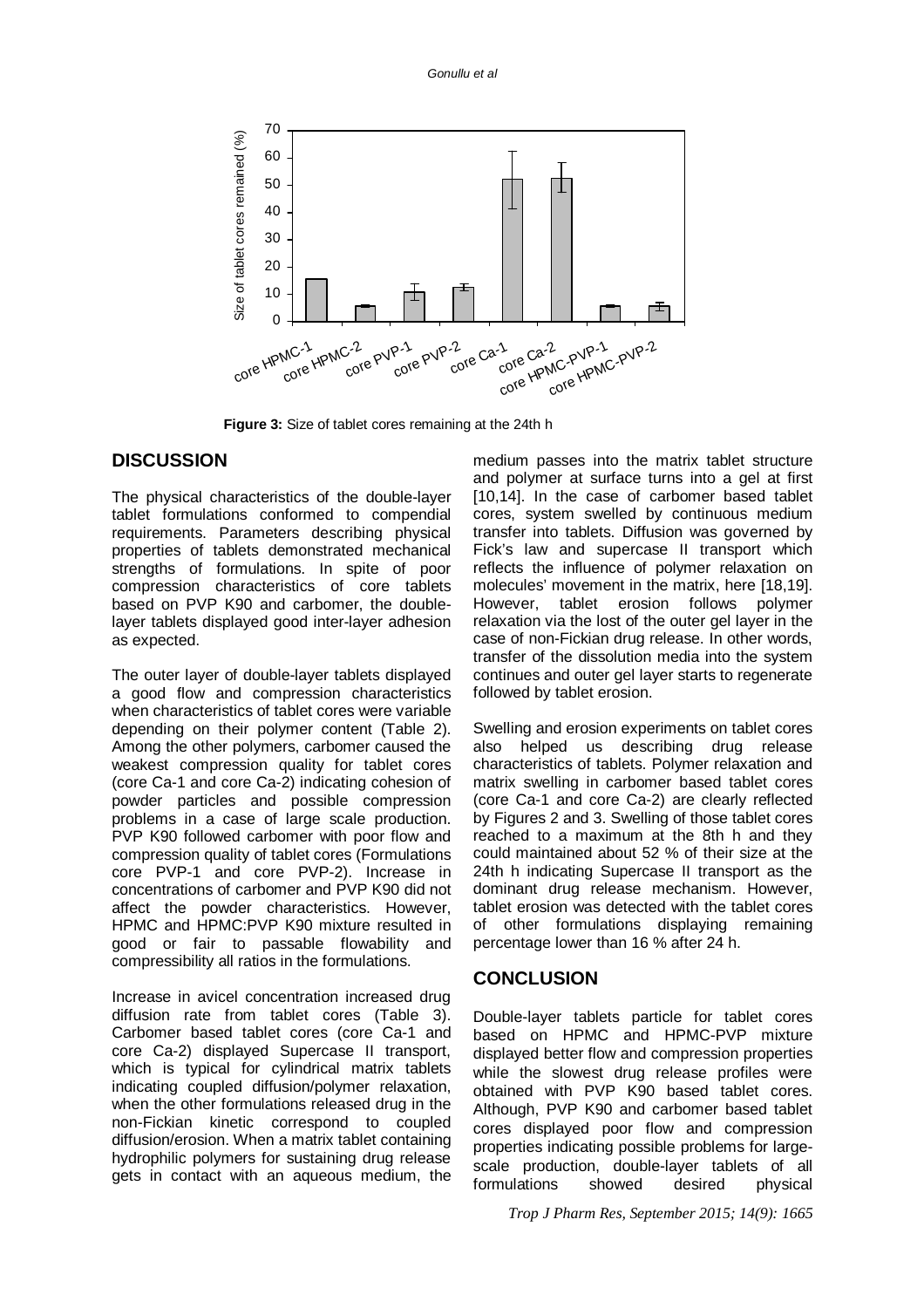**Figure 3:** Size of tablet cores remaining at the 24th h

## DISCUSSION

The physical characteristics of the double-layer tablet formulations conformed to compendial requirements. Parameters describing physical properties of tablets demonstrated mechanical strengths of formulations. In spite of poor compression characteristics of core tablets based on PVP K90 and carbomer, the double-layer tablets displayed good inter-layer adhesion as expected.

The outer layer of double-layer tablets displayed a good flow and compression characteristics when characteristics of tablet cores were variable depending on their polymer content (Table 2). Among the other polymers, carbomer caused the weakest compression quality for tablet cores (core Ca-1 and core Ca-2) indicating cohesion of powder particles and possible compression problems in a case of large scale production. PVP K90 followed carbomer with poor flow and compression quality of tablet cores (Formulations core PVP-1 and core PVP-2). Increase in concentrations of carbomer and PVP K90 did not affect the powder characteristics. However, HPMC and HPMC:PVP K90 mixture resulted in good or fair to passable flowability and compressibility all ratios in the formulations.

Increase in avicel concentration increased drug diffusion rate from tablet cores (Table 3). Carbomer based tablet cores (core Ca-1 and core Ca-2) displayed Supercase II transport, which is typical for cylindrical matrix tablets indicating coupled diffusion/polymer relaxation, when the other formulations released drug in the non-Fickian kinetic correspond to coupled diffusion/erosion. When a matrix tablet containing hydrophilic polymers for sustaining drug release gets in contact with an aqueous medium, the medium passes into the matrix tablet structure and polymer at surface turns into a gel at first [10,14]. In the case of carbomer based tablet cores, system swelled by continuous medium transfer into tablets. Diffusion was governed by Fick's law and supercase II transport which reflects the influence of polymer relaxation on molecules' movement in the matrix, here [18,19]. However, tablet erosion follows polymer relaxation via the lost of the outer gel layer in the case of non-Fickian drug release. In other words, transfer of the dissolution media into the system continues and outer gel layer starts to regenerate followed by tablet erosion.

Swelling and erosion experiments on tablet cores also helped us describing drug release characteristics of tablets. Polymer relaxation and matrix swelling in carbomer based tablet cores (core Ca-1 and core Ca-2) are clearly reflected by Figures 2 and 3. Swelling of those tablet cores reached to a maximum at the 8th h and they could maintained about 52 % of their size at the 24th h indicating Supercase II transport as the dominant drug release mechanism. However, tablet erosion was detected with the tablet cores of other formulations displaying remaining percentage lower than 16 % after 24 h.

## CONCLUSION

Double-layer tablets particle for tablet cores based on HPMC and HPMC-PVP mixture displayed better flow and compression properties while the slowest drug release profiles were obtained with PVP K90 based tablet cores. Although, PVP K90 and carbomer based tablet cores displayed poor flow and compression properties indicating possible problems for large-scale production, double-layer tablets of all formulations showed desired physical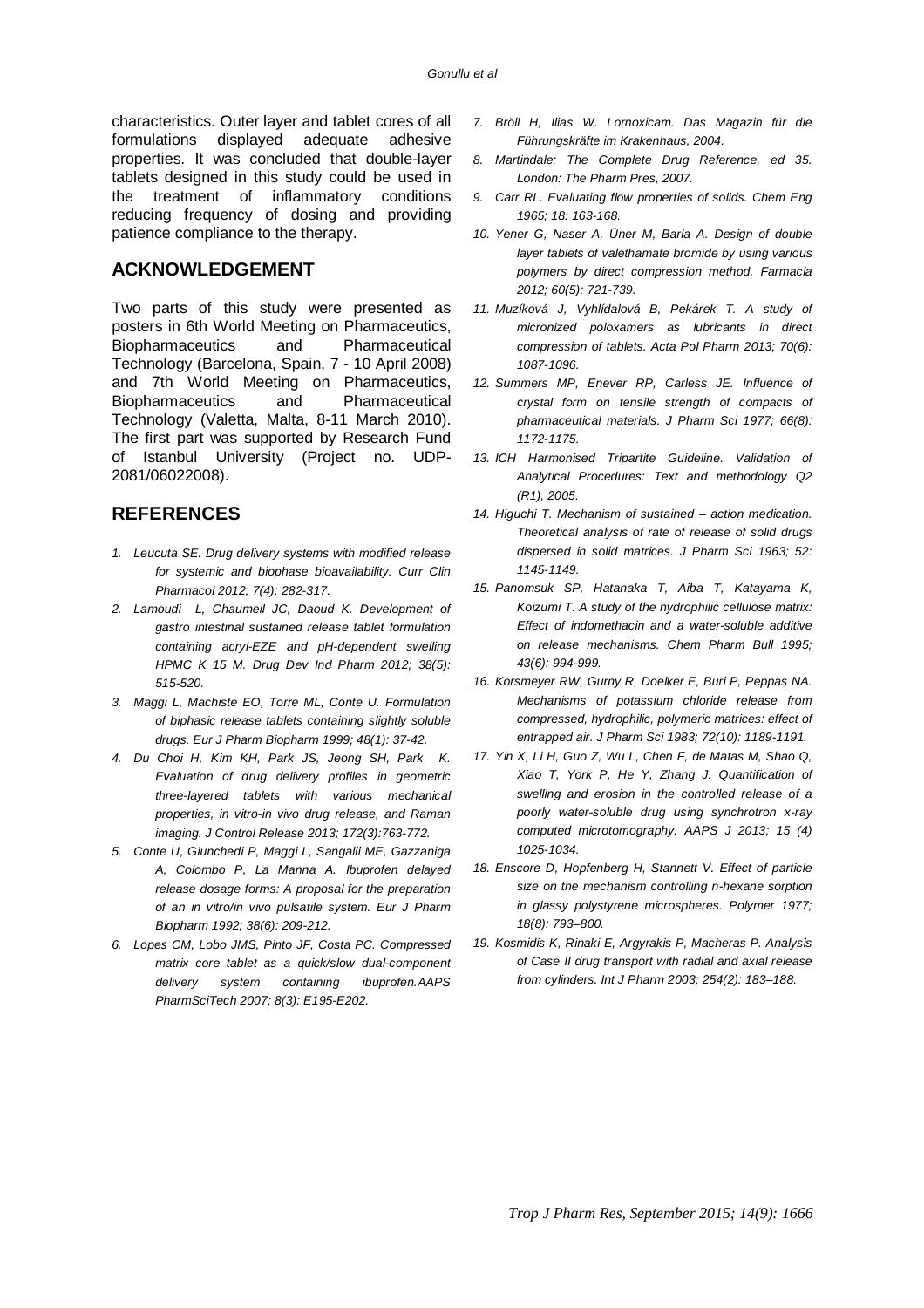characteristics. Outer layer and tablet cores of all formulations displayed adequate adhesive properties. It was concluded that double-layer tablets designed in this study could be used in the treatment of inflammatory conditions reducing frequency of dosing and providing patience compliance to the therapy.

## ACKNOWLEDGEMENT

Two parts of this study were presented as posters in 6th World Meeting on Pharmaceutics, Biopharmaceutics and Pharmaceutical Technology (Barcelona, Spain, 7 - 10 April 2008) and 7th World Meeting on Pharmaceutics, Biopharmaceutics and Pharmaceutical Technology (Valetta, Malta, 8-11 March 2010). The first part was supported by Research Fund of Istanbul University (Project no. UDP-2081/06022008).

## REFERENCES

1. *Leucuta SE. Drug delivery systems with modified release for systemic and biophase bioavailability. Curr Clin Pharmacol 2012; 7(4): 282-317.*
2. *Lamoudi L, Chaumeil JC, Daoud K. Development of gastro intestinal sustained release tablet formulation containing acryl-EZE and pH-dependent swelling HPMC K 15 M. Drug Dev Ind Pharm 2012; 38(5): 515-520.*
3. *Maggi L, Machiste EO, Torre ML, Conte U. Formulation of biphasic release tablets containing slightly soluble drugs. Eur J Pharm Biopharm 1999; 48(1): 37-42.*
4. *Du Choi H, Kim KH, Park JS, Jeong SH, Park K. Evaluation of drug delivery profiles in geometric three-layered tablets with various mechanical properties, in vitro-in vivo drug release, and Raman imaging. J Control Release 2013; 172(3):763-772.*
5. *Conte U, Giunchedi P, Maggi L, Sangalli ME, Gazzaniga A, Colombo P, La Manna A. Ibuprofen delayed release dosage forms: A proposal for the preparation of an in vitro/in vivo pulsatile system. Eur J Pharm Biopharm 1992; 38(6): 209-212.*
6. *Lopes CM, Lobo JMS, Pinto JF, Costa PC. Compressed matrix core tablet as a quick/slow dual-component delivery system containing ibuprofen.AAPS PharmSciTech 2007; 8(3): E195-E202.*
7. *Bröll H, Ilias W. Lornoxicam. Das Magazin für die Führungskräfte im Krakenhaus, 2004.*
8. *Martindale: The Complete Drug Reference, ed 35. London: The Pharm Pres, 2007.*
9. *Carr RL. Evaluating flow properties of solids. Chem Eng 1965; 18: 163-168.*
10. *Yener G, Naser A, Üner M, Barla A. Design of double layer tablets of valethamate bromide by using various polymers by direct compression method. Farmacia 2012; 60(5): 721-739.*
11. *Muzíková J, Vyhlídalová B, Pekárek T. A study of micronized poloxamers as lubricants in direct compression of tablets. Acta Pol Pharm 2013; 70(6): 1087-1096.*
12. *Summers MP, Enever RP, Carless JE. Influence of crystal form on tensile strength of compacts of pharmaceutical materials. J Pharm Sci 1977; 66(8): 1172-1175.*
13. *ICH Harmonised Tripartite Guideline. Validation of Analytical Procedures: Text and methodology Q2 (R1), 2005.*
14. *Higuchi T. Mechanism of sustained – action medication. Theoretical analysis of rate of release of solid drugs dispersed in solid matrices. J Pharm Sci 1963; 52: 1145-1149.*
15. *Panomsuk SP, Hatanaka T, Aiba T, Katayama K, Koizumi T. A study of the hydrophilic cellulose matrix: Effect of indomethacin and a water-soluble additive on release mechanisms. Chem Pharm Bull 1995; 43(6): 994-999.*
16. *Korsmeyer RW, Gurny R, Doelker E, Buri P, Peppas NA. Mechanisms of potassium chloride release from compressed, hydrophilic, polymeric matrices: effect of entrapped air. J Pharm Sci 1983; 72(10): 1189-1191.*
17. *Yin X, Li H, Guo Z, Wu L, Chen F, de Matas M, Shao Q, Xiao T, York P, He Y, Zhang J. Quantification of swelling and erosion in the controlled release of a poorly water-soluble drug using synchrotron x-ray computed microtomography. AAPS J 2013; 15 (4) 1025-1034.*
18. *Enscore D, Hopfenberg H, Stannett V. Effect of particle size on the mechanism controlling n-hexane sorption in glassy polystyrene microspheres. Polymer 1977; 18(8): 793–800.*
19. *Kosmidis K, Rinaki E, Argyrakis P, Macheras P. Analysis of Case II drug transport with radial and axial release from cylinders. Int J Pharm 2003; 254(2): 183–188.*